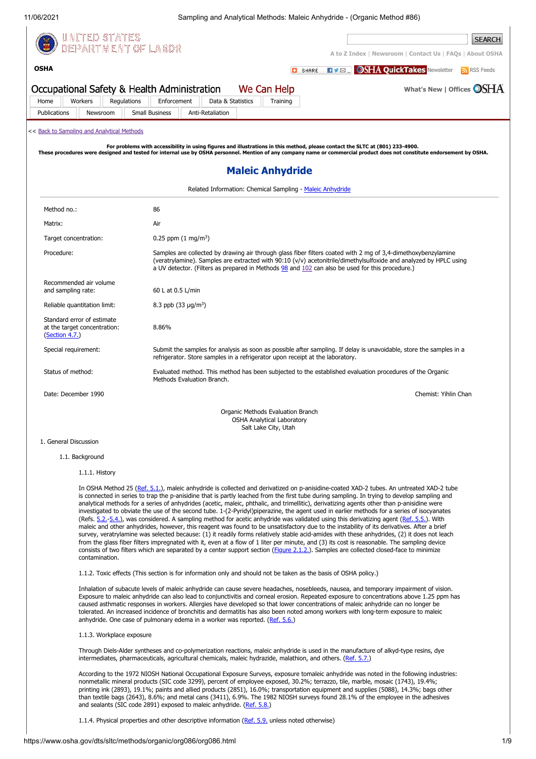<< Back to Sampling and Analytical Methods

**For problems with accessibility in using figures and illustrations in this method, please contact the SLTC at (801) 233-4900.**
**These procedures were designed and tested for internal use by OSHA personnel. Mention of any company name or commercial product does not constitute endorsement by OSHA.**

# Maleic Anhydride

Related Information: Chemical Sampling - Maleic Anhydride

| | |
|---|---|
| Method no.: | 86 |
| Matrix: | Air |
| Target concentration: | 0.25 ppm (1 mg/m$^3$) |
| Procedure: | Samples are collected by drawing air through glass fiber filters coated with 2 mg of 3,4-dimethoxybenzylamine (veratrylamine). Samples are extracted with 90:10 (v/v) acetonitrile/dimethylsulfoxide and analyzed by HPLC using a UV detector. (Filters as prepared in Methods 98 and 102 can also be used for this procedure.) |
| Recommended air volume and sampling rate: | 60 L at 0.5 L/min |
| Reliable quantitation limit: | 8.3 ppb (33 µg/m$^3$) |
| Standard error of estimate at the target concentration: (Section 4.7.) | 8.86% |
| Special requirement: | Submit the samples for analysis as soon as possible after sampling. If delay is unavoidable, store the samples in a refrigerator. Store samples in a refrigerator upon receipt at the laboratory. |
| Status of method: | Evaluated method. This method has been subjected to the established evaluation procedures of the Organic Methods Evaluation Branch. |
| Date: December 1990 | Chemist: Yihlin Chan |

Organic Methods Evaluation Branch
OSHA Analytical Laboratory
Salt Lake City, Utah

## 1. General Discussion

### 1.1. Background

#### 1.1.1. History

In OSHA Method 25 (Ref. 5.1.), maleic anhydride is collected and derivatized on p-anisidine-coated XAD-2 tubes. An untreated XAD-2 tube is connected in series to trap the p-anisidine that is partly leached from the first tube during sampling. In trying to develop sampling and analytical methods for a series of anhydrides (acetic, maleic, phthalic, and trimellitic), derivatizing agents other than p-anisidine were investigated to obviate the use of the second tube. 1-(2-Pyridyl)piperazine, the agent used in earlier methods for a series of isocyanates (Refs. 5.2.-5.4.), was considered. A sampling method for acetic anhydride was validated using this derivatizing agent (Ref. 5.5.). With maleic and other anhydrides, however, this reagent was found to be unsatisfactory due to the instability of its derivatives. After a brief survey, veratrylamine was selected because: (1) it readily forms relatively stable acid-amides with these anhydrides, (2) it does not leach from the glass fiber filters impregnated with it, even at a flow of 1 liter per minute, and (3) its cost is reasonable. The sampling device consists of two filters which are separated by a center support section (Figure 2.1.2.). Samples are collected closed-face to minimize contamination.

#### 1.1.2. Toxic effects (This section is for information only and should not be taken as the basis of OSHA policy.)

Inhalation of subacute levels of maleic anhydride can cause severe headaches, nosebleeds, nausea, and temporary impairment of vision. Exposure to maleic anhydride can also lead to conjunctivitis and corneal erosion. Repeated exposure to concentrations above 1.25 ppm has caused asthmatic responses in workers. Allergies have developed so that lower concentrations of maleic anhydride can no longer be tolerated. An increased incidence of bronchitis and dermatitis has also been noted among workers with long-term exposure to maleic anhydride. One case of pulmonary edema in a worker was reported. (Ref. 5.6.)

#### 1.1.3. Workplace exposure

Through Diels-Alder syntheses and co-polymerization reactions, maleic anhydride is used in the manufacture of alkyd-type resins, dye intermediates, pharmaceuticals, agricultural chemicals, maleic hydrazide, malathion, and others. (Ref. 5.7.)

According to the 1972 NIOSH National Occupational Exposure Surveys, exposure tomaleic anhydride was noted in the following industries: nonmetallic mineral products (SIC code 3299), percent of employee exposed, 30.2%; terrazzo, tile, marble, mosaic (1743), 19.4%; printing ink (2893), 19.1%; paints and allied products (2851), 16.0%; transportation equipment and supplies (5088), 14.3%; bags other than textile bags (2643), 8.6%; and metal cans (3411), 6.9%. The 1982 NIOSH surveys found 28.1% of the employee in the adhesives and sealants (SIC code 2891) exposed to maleic anhydride. (Ref. 5.8.)

#### 1.1.4. Physical properties and other descriptive information (Ref. 5.9. unless noted otherwise)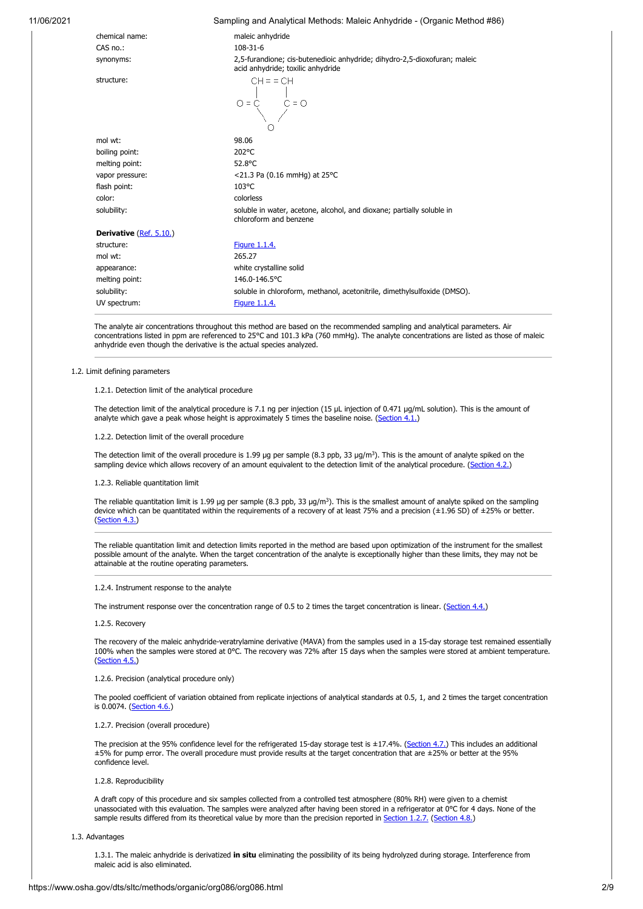| | |
|---|---|
| chemical name: | maleic anhydride |
| CAS no.: | 108-31-6 |
| synonyms: | 2,5-furandione; cis-butenedioic anhydride; dihydro-2,5-dioxofuran; maleic acid anhydride; toxilic anhydride |
| structure: | CH = = CH / O = C  C = O / O |
| mol wt: | 98.06 |
| boiling point: | 202°C |
| melting point: | 52.8°C |
| vapor pressure: | <21.3 Pa (0.16 mmHg) at 25°C |
| flash point: | 103°C |
| color: | colorless |
| solubility: | soluble in water, acetone, alcohol, and dioxane; partially soluble in chloroform and benzene |
| **Derivative** (Ref. 5.10.) | |
| structure: | Figure 1.1.4. |
| mol wt: | 265.27 |
| appearance: | white crystalline solid |
| melting point: | 146.0-146.5°C |
| solubility: | soluble in chloroform, methanol, acetonitrile, dimethylsulfoxide (DMSO). |
| UV spectrum: | Figure 1.1.4. |

The analyte air concentrations throughout this method are based on the recommended sampling and analytical parameters. Air concentrations listed in ppm are referenced to 25°C and 101.3 kPa (760 mmHg). The analyte concentrations are listed as those of maleic anhydride even though the derivative is the actual species analyzed.

1.2. Limit defining parameters

1.2.1. Detection limit of the analytical procedure

The detection limit of the analytical procedure is 7.1 ng per injection (15 µL injection of 0.471 µg/mL solution). This is the amount of analyte which gave a peak whose height is approximately 5 times the baseline noise. (Section 4.1.)

1.2.2. Detection limit of the overall procedure

The detection limit of the overall procedure is 1.99 µg per sample (8.3 ppb, 33 µg/m$^3$). This is the amount of analyte spiked on the sampling device which allows recovery of an amount equivalent to the detection limit of the analytical procedure. (Section 4.2.)

1.2.3. Reliable quantitation limit

The reliable quantitation limit is 1.99 µg per sample (8.3 ppb, 33 µg/m$^3$). This is the smallest amount of analyte spiked on the sampling device which can be quantitated within the requirements of a recovery of at least 75% and a precision (±1.96 SD) of ±25% or better. (Section 4.3.)

The reliable quantitation limit and detection limits reported in the method are based upon optimization of the instrument for the smallest possible amount of the analyte. When the target concentration of the analyte is exceptionally higher than these limits, they may not be attainable at the routine operating parameters.

1.2.4. Instrument response to the analyte

The instrument response over the concentration range of 0.5 to 2 times the target concentration is linear. (Section 4.4.)

1.2.5. Recovery

The recovery of the maleic anhydride-veratrylamine derivative (MAVA) from the samples used in a 15-day storage test remained essentially 100% when the samples were stored at 0°C. The recovery was 72% after 15 days when the samples were stored at ambient temperature. (Section 4.5.)

1.2.6. Precision (analytical procedure only)

The pooled coefficient of variation obtained from replicate injections of analytical standards at 0.5, 1, and 2 times the target concentration is 0.0074. (Section 4.6.)

1.2.7. Precision (overall procedure)

The precision at the 95% confidence level for the refrigerated 15-day storage test is ±17.4%. (Section 4.7.) This includes an additional ±5% for pump error. The overall procedure must provide results at the target concentration that are ±25% or better at the 95% confidence level.

1.2.8. Reproducibility

A draft copy of this procedure and six samples collected from a controlled test atmosphere (80% RH) were given to a chemist unassociated with this evaluation. The samples were analyzed after having been stored in a refrigerator at 0°C for 4 days. None of the sample results differed from its theoretical value by more than the precision reported in Section 1.2.7. (Section 4.8.)

1.3. Advantages

1.3.1. The maleic anhydride is derivatized **in situ** eliminating the possibility of its being hydrolyzed during storage. Interference from maleic acid is also eliminated.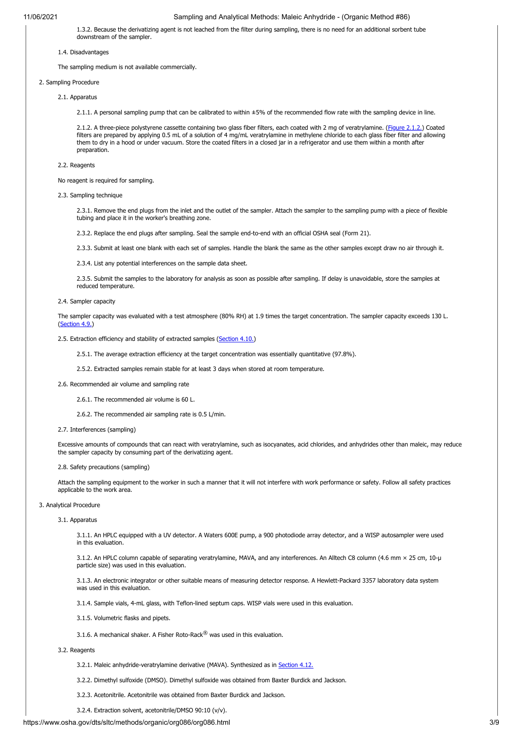1.3.2. Because the derivatizing agent is not leached from the filter during sampling, there is no need for an additional sorbent tube downstream of the sampler.

1.4. Disadvantages

The sampling medium is not available commercially.

## 2. Sampling Procedure

### 2.1. Apparatus

2.1.1. A personal sampling pump that can be calibrated to within ±5% of the recommended flow rate with the sampling device in line.

2.1.2. A three-piece polystyrene cassette containing two glass fiber filters, each coated with 2 mg of veratrylamine. (Figure 2.1.2.) Coated filters are prepared by applying 0.5 mL of a solution of 4 mg/mL veratrylamine in methylene chloride to each glass fiber filter and allowing them to dry in a hood or under vacuum. Store the coated filters in a closed jar in a refrigerator and use them within a month after preparation.

### 2.2. Reagents

No reagent is required for sampling.

### 2.3. Sampling technique

2.3.1. Remove the end plugs from the inlet and the outlet of the sampler. Attach the sampler to the sampling pump with a piece of flexible tubing and place it in the worker's breathing zone.

2.3.2. Replace the end plugs after sampling. Seal the sample end-to-end with an official OSHA seal (Form 21).

2.3.3. Submit at least one blank with each set of samples. Handle the blank the same as the other samples except draw no air through it.

2.3.4. List any potential interferences on the sample data sheet.

2.3.5. Submit the samples to the laboratory for analysis as soon as possible after sampling. If delay is unavoidable, store the samples at reduced temperature.

### 2.4. Sampler capacity

The sampler capacity was evaluated with a test atmosphere (80% RH) at 1.9 times the target concentration. The sampler capacity exceeds 130 L. (Section 4.9.)

### 2.5. Extraction efficiency and stability of extracted samples (Section 4.10.)

2.5.1. The average extraction efficiency at the target concentration was essentially quantitative (97.8%).

2.5.2. Extracted samples remain stable for at least 3 days when stored at room temperature.

### 2.6. Recommended air volume and sampling rate

2.6.1. The recommended air volume is 60 L.

2.6.2. The recommended air sampling rate is 0.5 L/min.

### 2.7. Interferences (sampling)

Excessive amounts of compounds that can react with veratrylamine, such as isocyanates, acid chlorides, and anhydrides other than maleic, may reduce the sampler capacity by consuming part of the derivatizing agent.

### 2.8. Safety precautions (sampling)

Attach the sampling equipment to the worker in such a manner that it will not interfere with work performance or safety. Follow all safety practices applicable to the work area.

## 3. Analytical Procedure

### 3.1. Apparatus

3.1.1. An HPLC equipped with a UV detector. A Waters 600E pump, a 900 photodiode array detector, and a WISP autosampler were used in this evaluation.

3.1.2. An HPLC column capable of separating veratrylamine, MAVA, and any interferences. An Alltech C8 column (4.6 mm × 25 cm, 10-μ particle size) was used in this evaluation.

3.1.3. An electronic integrator or other suitable means of measuring detector response. A Hewlett-Packard 3357 laboratory data system was used in this evaluation.

3.1.4. Sample vials, 4-mL glass, with Teflon-lined septum caps. WISP vials were used in this evaluation.

3.1.5. Volumetric flasks and pipets.

3.1.6. A mechanical shaker. A Fisher Roto-Rack® was used in this evaluation.

### 3.2. Reagents

3.2.1. Maleic anhydride-veratrylamine derivative (MAVA). Synthesized as in Section 4.12.

3.2.2. Dimethyl sulfoxide (DMSO). Dimethyl sulfoxide was obtained from Baxter Burdick and Jackson.

3.2.3. Acetonitrile. Acetonitrile was obtained from Baxter Burdick and Jackson.

3.2.4. Extraction solvent, acetonitrile/DMSO 90:10 (v/v).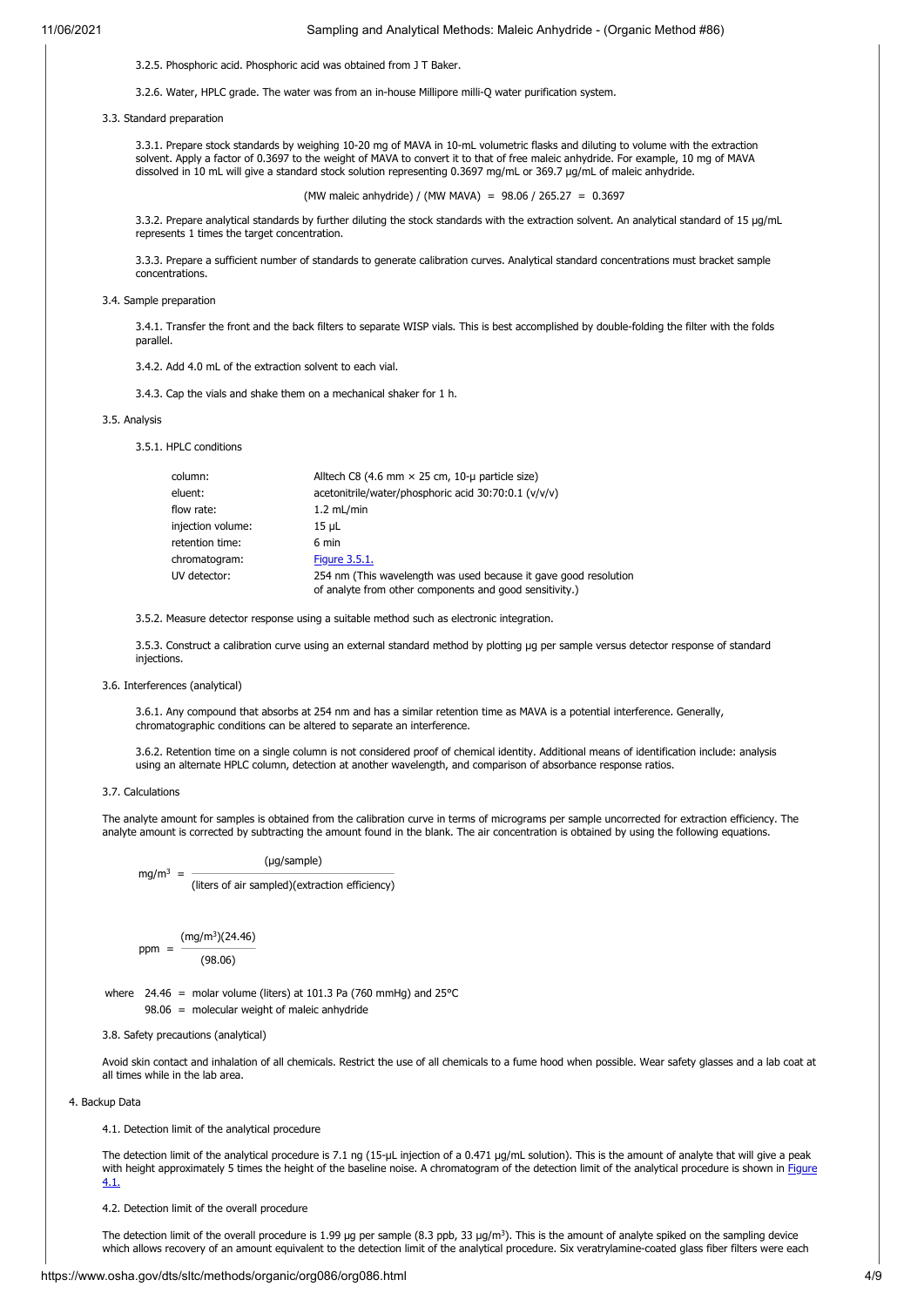3.2.5. Phosphoric acid. Phosphoric acid was obtained from J T Baker.

3.2.6. Water, HPLC grade. The water was from an in-house Millipore milli-Q water purification system.

3.3. Standard preparation

3.3.1. Prepare stock standards by weighing 10-20 mg of MAVA in 10-mL volumetric flasks and diluting to volume with the extraction solvent. Apply a factor of 0.3697 to the weight of MAVA to convert it to that of free maleic anhydride. For example, 10 mg of MAVA dissolved in 10 mL will give a standard stock solution representing 0.3697 mg/mL or 369.7 µg/mL of maleic anhydride.

$$\text{(MW maleic anhydride)} / \text{(MW MAVA)} = 98.06 / 265.27 = 0.3697$$

3.3.2. Prepare analytical standards by further diluting the stock standards with the extraction solvent. An analytical standard of 15 µg/mL represents 1 times the target concentration.

3.3.3. Prepare a sufficient number of standards to generate calibration curves. Analytical standard concentrations must bracket sample concentrations.

3.4. Sample preparation

3.4.1. Transfer the front and the back filters to separate WISP vials. This is best accomplished by double-folding the filter with the folds parallel.

3.4.2. Add 4.0 mL of the extraction solvent to each vial.

3.4.3. Cap the vials and shake them on a mechanical shaker for 1 h.

3.5. Analysis

3.5.1. HPLC conditions

| | |
|---|---|
| column: | Alltech C8 (4.6 mm × 25 cm, 10-µ particle size) |
| eluent: | acetonitrile/water/phosphoric acid 30:70:0.1 (v/v/v) |
| flow rate: | 1.2 mL/min |
| injection volume: | 15 µL |
| retention time: | 6 min |
| chromatogram: | Figure 3.5.1. |
| UV detector: | 254 nm (This wavelength was used because it gave good resolution of analyte from other components and good sensitivity.) |

3.5.2. Measure detector response using a suitable method such as electronic integration.

3.5.3. Construct a calibration curve using an external standard method by plotting µg per sample versus detector response of standard injections.

3.6. Interferences (analytical)

3.6.1. Any compound that absorbs at 254 nm and has a similar retention time as MAVA is a potential interference. Generally, chromatographic conditions can be altered to separate an interference.

3.6.2. Retention time on a single column is not considered proof of chemical identity. Additional means of identification include: analysis using an alternate HPLC column, detection at another wavelength, and comparison of absorbance response ratios.

3.7. Calculations

The analyte amount for samples is obtained from the calibration curve in terms of micrograms per sample uncorrected for extraction efficiency. The analyte amount is corrected by subtracting the amount found in the blank. The air concentration is obtained by using the following equations.

$$\text{mg/m}^3 = \frac{(\mu\text{g/sample})}{(\text{liters of air sampled})(\text{extraction efficiency})}$$

$$\text{ppm} = \frac{(\text{mg/m}^3)(24.46)}{(98.06)}$$

where 24.46 = molar volume (liters) at 101.3 Pa (760 mmHg) and 25°C
98.06 = molecular weight of maleic anhydride

3.8. Safety precautions (analytical)

Avoid skin contact and inhalation of all chemicals. Restrict the use of all chemicals to a fume hood when possible. Wear safety glasses and a lab coat at all times while in the lab area.

4. Backup Data

4.1. Detection limit of the analytical procedure

The detection limit of the analytical procedure is 7.1 ng (15-µL injection of a 0.471 µg/mL solution). This is the amount of analyte that will give a peak with height approximately 5 times the height of the baseline noise. A chromatogram of the detection limit of the analytical procedure is shown in Figure 4.1.

4.2. Detection limit of the overall procedure

The detection limit of the overall procedure is 1.99 µg per sample (8.3 ppb, 33 µg/m$^3$). This is the amount of analyte spiked on the sampling device which allows recovery of an amount equivalent to the detection limit of the analytical procedure. Six veratrylamine-coated glass fiber filters were each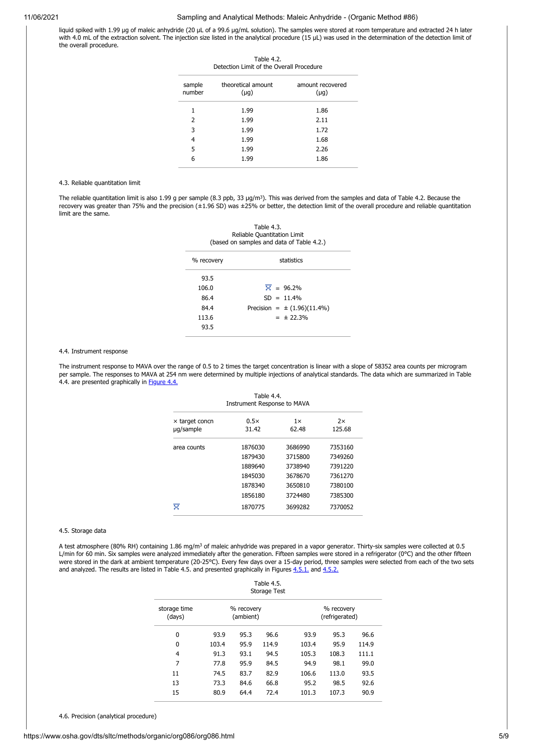liquid spiked with 1.99 µg of maleic anhydride (20 µL of a 99.6 µg/mL solution). The samples were stored at room temperature and extracted 24 h later with 4.0 mL of the extraction solvent. The injection size listed in the analytical procedure (15 µL) was used in the determination of the detection limit of the overall procedure.

Table 4.2.
Detection Limit of the Overall Procedure

| sample number | theoretical amount (µg) | amount recovered (µg) |
|---|---|---|
| 1 | 1.99 | 1.86 |
| 2 | 1.99 | 2.11 |
| 3 | 1.99 | 1.72 |
| 4 | 1.99 | 1.68 |
| 5 | 1.99 | 2.26 |
| 6 | 1.99 | 1.86 |

4.3. Reliable quantitation limit

The reliable quantitation limit is also 1.99 g per sample (8.3 ppb, 33 µg/m³). This was derived from the samples and data of Table 4.2. Because the recovery was greater than 75% and the precision (±1.96 SD) was ±25% or better, the detection limit of the overall procedure and reliable quantitation limit are the same.

Table 4.3.
Reliable Quantitation Limit
(based on samples and data of Table 4.2.)

| % recovery | statistics |
|---|---|
| 93.5 | |
| 106.0 | $\bar{X}$ = 96.2% |
| 86.4 | SD = 11.4% |
| 84.4 | Precision = ± (1.96)(11.4%) |
| 113.6 | = ± 22.3% |
| 93.5 | |

4.4. Instrument response

The instrument response to MAVA over the range of 0.5 to 2 times the target concentration is linear with a slope of 58352 area counts per microgram per sample. The responses to MAVA at 254 nm were determined by multiple injections of analytical standards. The data which are summarized in Table 4.4. are presented graphically in Figure 4.4.

Table 4.4.
Instrument Response to MAVA

| × target concn µg/sample | 0.5× 31.42 | 1× 62.48 | 2× 125.68 |
|---|---|---|---|
| area counts | 1876030 | 3686990 | 7353160 |
| | 1879430 | 3715800 | 7349260 |
| | 1889640 | 3738940 | 7391220 |
| | 1845030 | 3678670 | 7361270 |
| | 1878340 | 3650810 | 7380100 |
| | 1856180 | 3724480 | 7385300 |
| $\bar{X}$ | 1870775 | 3699282 | 7370052 |

4.5. Storage data

A test atmosphere (80% RH) containing 1.86 mg/m³ of maleic anhydride was prepared in a vapor generator. Thirty-six samples were collected at 0.5 L/min for 60 min. Six samples were analyzed immediately after the generation. Fifteen samples were stored in a refrigerator (0°C) and the other fifteen were stored in the dark at ambient temperature (20-25°C). Every few days over a 15-day period, three samples were selected from each of the two sets and analyzed. The results are listed in Table 4.5. and presented graphically in Figures 4.5.1. and 4.5.2.

Table 4.5.
Storage Test

| storage time (days) | % recovery (ambient) | | | % recovery (refrigerated) | | |
|---|---|---|---|---|---|---|
| 0 | 93.9 | 95.3 | 96.6 | 93.9 | 95.3 | 96.6 |
| 0 | 103.4 | 95.9 | 114.9 | 103.4 | 95.9 | 114.9 |
| 4 | 91.3 | 93.1 | 94.5 | 105.3 | 108.3 | 111.1 |
| 7 | 77.8 | 95.9 | 84.5 | 94.9 | 98.1 | 99.0 |
| 11 | 74.5 | 83.7 | 82.9 | 106.6 | 113.0 | 93.5 |
| 13 | 73.3 | 84.6 | 66.8 | 95.2 | 98.5 | 92.6 |
| 15 | 80.9 | 64.4 | 72.4 | 101.3 | 107.3 | 90.9 |

4.6. Precision (analytical procedure)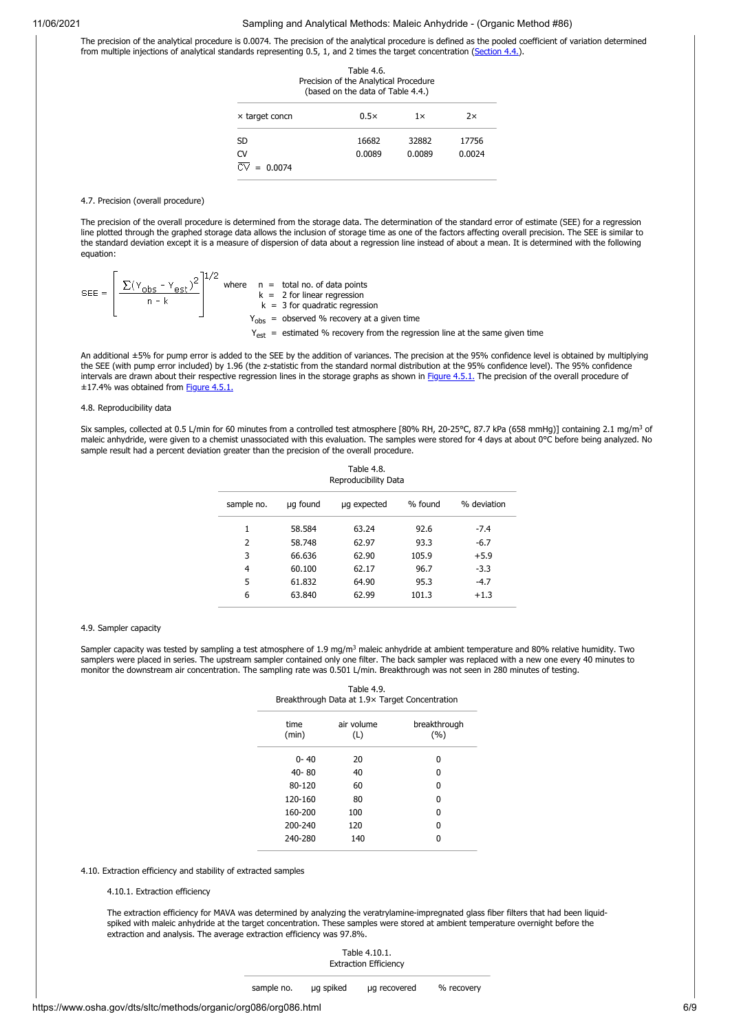The precision of the analytical procedure is 0.0074. The precision of the analytical procedure is defined as the pooled coefficient of variation determined from multiple injections of analytical standards representing 0.5, 1, and 2 times the target concentration (Section 4.4.).

Table 4.6.
Precision of the Analytical Procedure
(based on the data of Table 4.4.)

| × target concn | 0.5× | 1× | 2× |
|---|---|---|---|
| SD | 16682 | 32882 | 17756 |
| CV | 0.0089 | 0.0089 | 0.0024 |
| $\overline{CV}$ = 0.0074 | | | |

4.7. Precision (overall procedure)

The precision of the overall procedure is determined from the storage data. The determination of the standard error of estimate (SEE) for a regression line plotted through the graphed storage data allows the inclusion of storage time as one of the factors affecting overall precision. The SEE is similar to the standard deviation except it is a measure of dispersion of data about a regression line instead of about a mean. It is determined with the following equation:

$$SEE = \left[ \frac{\sum (Y_{obs} - Y_{est})^2}{n - k} \right]^{1/2}$$

where
$n$ = total no. of data points
$k$ = 2 for linear regression
$k$ = 3 for quadratic regression
$Y_{obs}$ = observed % recovery at a given time
$Y_{est}$ = estimated % recovery from the regression line at the same given time

An additional ±5% for pump error is added to the SEE by the addition of variances. The precision at the 95% confidence level is obtained by multiplying the SEE (with pump error included) by 1.96 (the z-statistic from the standard normal distribution at the 95% confidence level). The 95% confidence intervals are drawn about their respective regression lines in the storage graphs as shown in Figure 4.5.1. The precision of the overall procedure of ±17.4% was obtained from Figure 4.5.1.

4.8. Reproducibility data

Six samples, collected at 0.5 L/min for 60 minutes from a controlled test atmosphere [80% RH, 20-25°C, 87.7 kPa (658 mmHg)] containing 2.1 mg/m$^3$ of maleic anhydride, were given to a chemist unassociated with this evaluation. The samples were stored for 4 days at about 0°C before being analyzed. No sample result had a percent deviation greater than the precision of the overall procedure.

Table 4.8.
Reproducibility Data

| sample no. | µg found | µg expected | % found | % deviation |
|---|---|---|---|---|
| 1 | 58.584 | 63.24 | 92.6 | -7.4 |
| 2 | 58.748 | 62.97 | 93.3 | -6.7 |
| 3 | 66.636 | 62.90 | 105.9 | +5.9 |
| 4 | 60.100 | 62.17 | 96.7 | -3.3 |
| 5 | 61.832 | 64.90 | 95.3 | -4.7 |
| 6 | 63.840 | 62.99 | 101.3 | +1.3 |

4.9. Sampler capacity

Sampler capacity was tested by sampling a test atmosphere of 1.9 mg/m$^3$ maleic anhydride at ambient temperature and 80% relative humidity. Two samplers were placed in series. The upstream sampler contained only one filter. The back sampler was replaced with a new one every 40 minutes to monitor the downstream air concentration. The sampling rate was 0.501 L/min. Breakthrough was not seen in 280 minutes of testing.

Table 4.9.
Breakthrough Data at 1.9× Target Concentration

| time (min) | air volume (L) | breakthrough (%) |
|---|---|---|
| 0- 40 | 20 | 0 |
| 40- 80 | 40 | 0 |
| 80-120 | 60 | 0 |
| 120-160 | 80 | 0 |
| 160-200 | 100 | 0 |
| 200-240 | 120 | 0 |
| 240-280 | 140 | 0 |

4.10. Extraction efficiency and stability of extracted samples

4.10.1. Extraction efficiency

The extraction efficiency for MAVA was determined by analyzing the veratrylamine-impregnated glass fiber filters that had been liquid-spiked with maleic anhydride at the target concentration. These samples were stored at ambient temperature overnight before the extraction and analysis. The average extraction efficiency was 97.8%.

Table 4.10.1.
Extraction Efficiency

| sample no. | µg spiked | µg recovered | % recovery |
|---|---|---|---|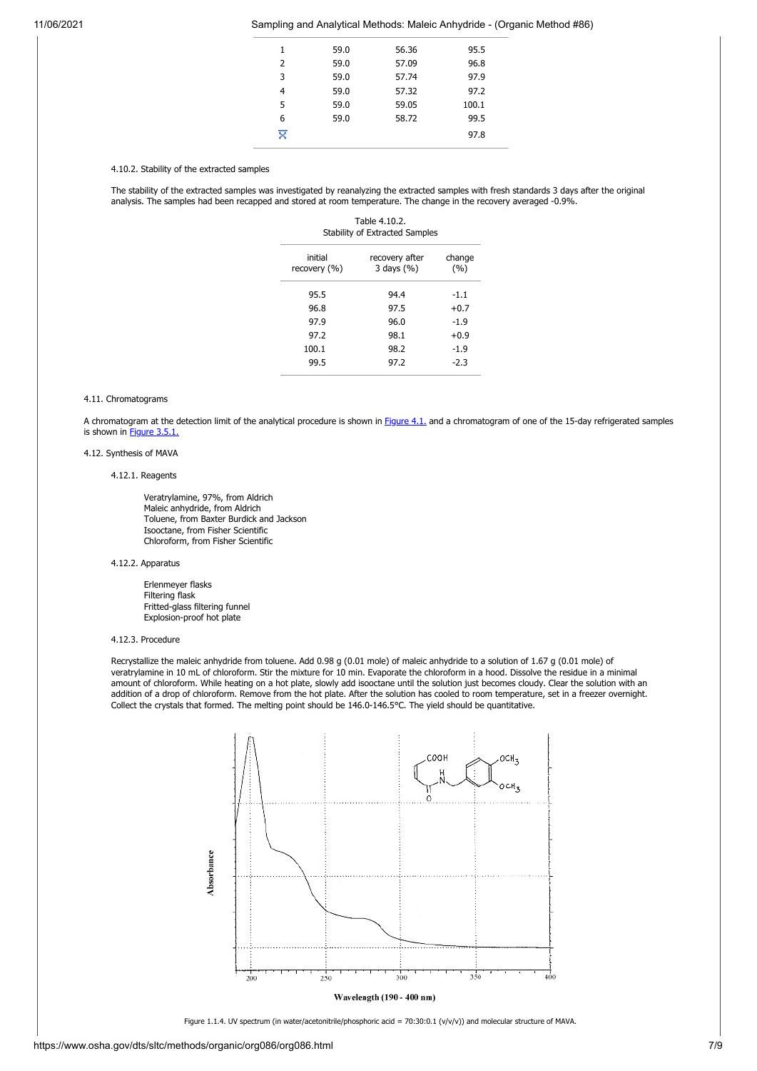| | | | |
|---|---|---|---|
| 1 | 59.0 | 56.36 | 95.5 |
| 2 | 59.0 | 57.09 | 96.8 |
| 3 | 59.0 | 57.74 | 97.9 |
| 4 | 59.0 | 57.32 | 97.2 |
| 5 | 59.0 | 59.05 | 100.1 |
| 6 | 59.0 | 58.72 | 99.5 |
| $\bar{X}$ | | | 97.8 |

4.10.2. Stability of the extracted samples

The stability of the extracted samples was investigated by reanalyzing the extracted samples with fresh standards 3 days after the original analysis. The samples had been recapped and stored at room temperature. The change in the recovery averaged -0.9%.

Table 4.10.2.
Stability of Extracted Samples

| initial recovery (%) | recovery after 3 days (%) | change (%) |
|---|---|---|
| 95.5 | 94.4 | -1.1 |
| 96.8 | 97.5 | +0.7 |
| 97.9 | 96.0 | -1.9 |
| 97.2 | 98.1 | +0.9 |
| 100.1 | 98.2 | -1.9 |
| 99.5 | 97.2 | -2.3 |

4.11. Chromatograms

A chromatogram at the detection limit of the analytical procedure is shown in Figure 4.1. and a chromatogram of one of the 15-day refrigerated samples is shown in Figure 3.5.1.

4.12. Synthesis of MAVA

4.12.1. Reagents

Veratrylamine, 97%, from Aldrich
Maleic anhydride, from Aldrich
Toluene, from Baxter Burdick and Jackson
Isooctane, from Fisher Scientific
Chloroform, from Fisher Scientific

4.12.2. Apparatus

Erlenmeyer flasks
Filtering flask
Fritted-glass filtering funnel
Explosion-proof hot plate

4.12.3. Procedure

Recrystallize the maleic anhydride from toluene. Add 0.98 g (0.01 mole) of maleic anhydride to a solution of 1.67 g (0.01 mole) of veratrylamine in 10 mL of chloroform. Stir the mixture for 10 min. Evaporate the chloroform in a hood. Dissolve the residue in a minimal amount of chloroform. While heating on a hot plate, slowly add isooctane until the solution just becomes cloudy. Clear the solution with an addition of a drop of chloroform. Remove from the hot plate. After the solution has cooled to room temperature, set in a freezer overnight. Collect the crystals that formed. The melting point should be 146.0-146.5°C. The yield should be quantitative.

Figure 1.1.4. UV spectrum (in water/acetonitrile/phosphoric acid = 70:30:0.1 (v/v/v)) and molecular structure of MAVA.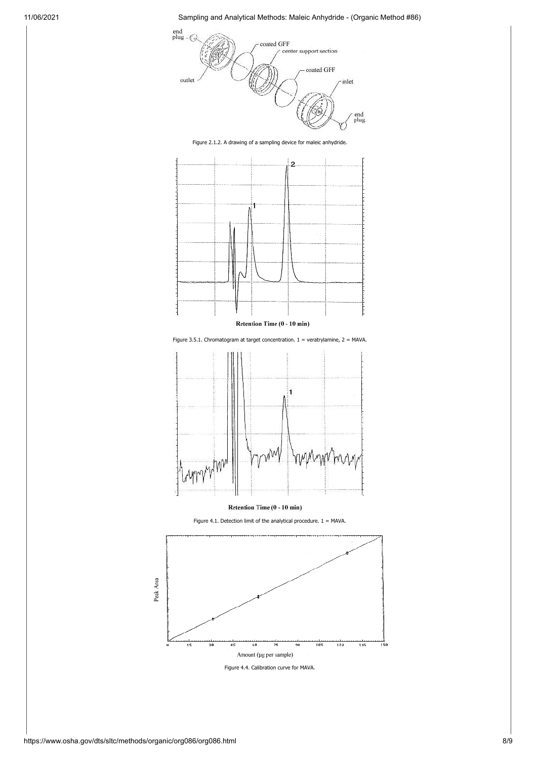Figure 2.1.2. A drawing of a sampling device for maleic anhydride.

Figure 3.5.1. Chromatogram at target concentration. 1 = veratrylamine, 2 = MAVA.

Figure 4.1. Detection limit of the analytical procedure. 1 = MAVA.

Figure 4.4. Calibration curve for MAVA.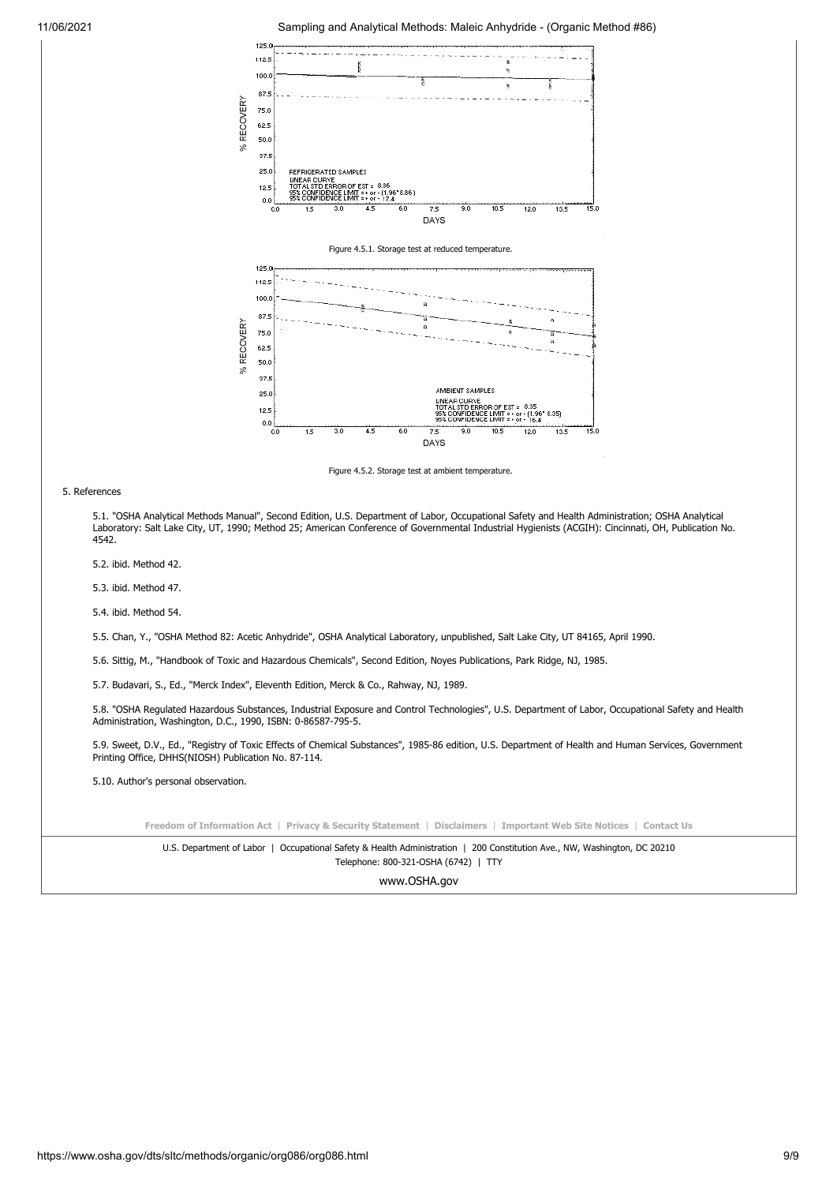125.0
112.5
100.0
87.5
75.0
62.5
50.0
37.5
25.0
12.5
0.0

% RECOVERY

REFRIGERATED SAMPLES
LINEAR CURVE
TOTAL STD ERROR OF EST = 8.86
95% CONFIDENCE LIMIT = + or - (1.96*8.86)
95% CONFIDENCE LIMIT = + or - 17.4

0.0 1.5 3.0 4.5 6.0 7.5 9.0 10.5 12.0 13.5 15.0

DAYS

Figure 4.5.1. Storage test at reduced temperature.

125.0
112.5
100.0
87.5
75.0
62.5
50.0
37.5
25.0
12.5
0.0

% RECOVERY

AMBIENT SAMPLES
LINEAR CURVE
TOTAL STD ERROR OF EST = 8.35
95% CONFIDENCE LIMIT = + or - (1.96* 8.35)
95% CONFIDENCE LIMIT = + or - 16.4

0.0 1.5 3.0 4.5 6.0 7.5 9.0 10.5 12.0 13.5 15.0

DAYS

Figure 4.5.2. Storage test at ambient temperature.

5. References

5.1. "OSHA Analytical Methods Manual", Second Edition, U.S. Department of Labor, Occupational Safety and Health Administration; OSHA Analytical Laboratory: Salt Lake City, UT, 1990; Method 25; American Conference of Governmental Industrial Hygienists (ACGIH): Cincinnati, OH, Publication No. 4542.

5.2. ibid. Method 42.

5.3. ibid. Method 47.

5.4. ibid. Method 54.

5.5. Chan, Y., "OSHA Method 82: Acetic Anhydride", OSHA Analytical Laboratory, unpublished, Salt Lake City, UT 84165, April 1990.

5.6. Sittig, M., "Handbook of Toxic and Hazardous Chemicals", Second Edition, Noyes Publications, Park Ridge, NJ, 1985.

5.7. Budavari, S., Ed., "Merck Index", Eleventh Edition, Merck & Co., Rahway, NJ, 1989.

5.8. "OSHA Regulated Hazardous Substances, Industrial Exposure and Control Technologies", U.S. Department of Labor, Occupational Safety and Health Administration, Washington, D.C., 1990, ISBN: 0-86587-795-5.

5.9. Sweet, D.V., Ed., "Registry of Toxic Effects of Chemical Substances", 1985-86 edition, U.S. Department of Health and Human Services, Government Printing Office, DHHS(NIOSH) Publication No. 87-114.

5.10. Author's personal observation.

Freedom of Information Act | Privacy & Security Statement | Disclaimers | Important Web Site Notices | Contact Us

U.S. Department of Labor | Occupational Safety & Health Administration | 200 Constitution Ave., NW, Washington, DC 20210
Telephone: 800-321-OSHA (6742) | TTY

www.OSHA.gov